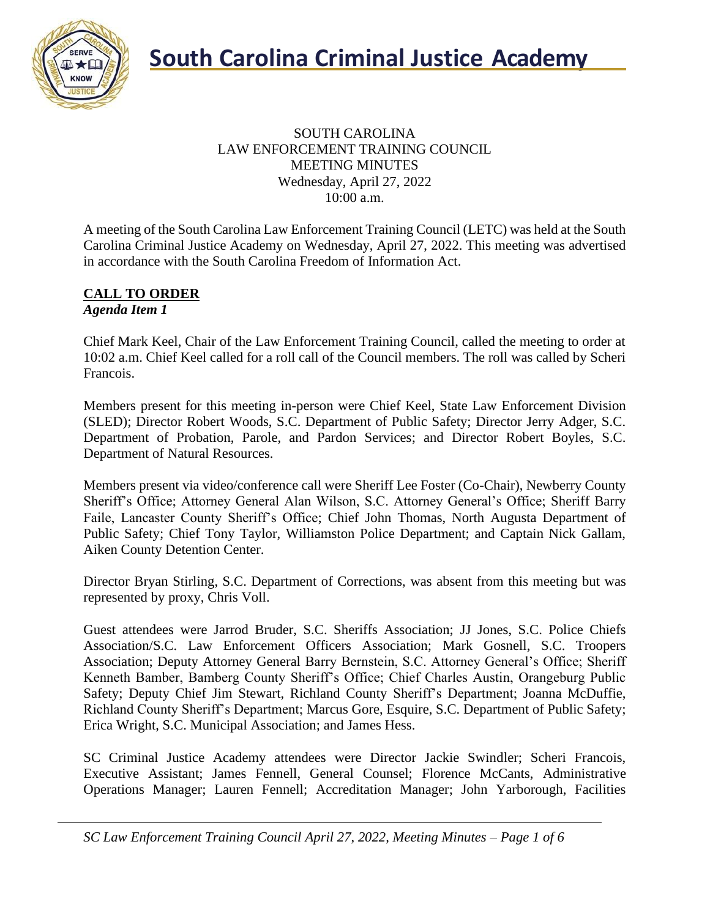# South Carolina Criminal Justice Academy

SOUTH CAROLINA
LAW ENFORCEMENT TRAINING COUNCIL
MEETING MINUTES
Wednesday, April 27, 2022
10:00 a.m.

A meeting of the South Carolina Law Enforcement Training Council (LETC) was held at the South Carolina Criminal Justice Academy on Wednesday, April 27, 2022. This meeting was advertised in accordance with the South Carolina Freedom of Information Act.

## CALL TO ORDER

***Agenda Item 1***

Chief Mark Keel, Chair of the Law Enforcement Training Council, called the meeting to order at 10:02 a.m. Chief Keel called for a roll call of the Council members. The roll was called by Scheri Francois.

Members present for this meeting in-person were Chief Keel, State Law Enforcement Division (SLED); Director Robert Woods, S.C. Department of Public Safety; Director Jerry Adger, S.C. Department of Probation, Parole, and Pardon Services; and Director Robert Boyles, S.C. Department of Natural Resources.

Members present via video/conference call were Sheriff Lee Foster (Co-Chair), Newberry County Sheriff's Office; Attorney General Alan Wilson, S.C. Attorney General's Office; Sheriff Barry Faile, Lancaster County Sheriff's Office; Chief John Thomas, North Augusta Department of Public Safety; Chief Tony Taylor, Williamston Police Department; and Captain Nick Gallam, Aiken County Detention Center.

Director Bryan Stirling, S.C. Department of Corrections, was absent from this meeting but was represented by proxy, Chris Voll.

Guest attendees were Jarrod Bruder, S.C. Sheriffs Association; JJ Jones, S.C. Police Chiefs Association/S.C. Law Enforcement Officers Association; Mark Gosnell, S.C. Troopers Association; Deputy Attorney General Barry Bernstein, S.C. Attorney General's Office; Sheriff Kenneth Bamber, Bamberg County Sheriff's Office; Chief Charles Austin, Orangeburg Public Safety; Deputy Chief Jim Stewart, Richland County Sheriff's Department; Joanna McDuffie, Richland County Sheriff's Department; Marcus Gore, Esquire, S.C. Department of Public Safety; Erica Wright, S.C. Municipal Association; and James Hess.

SC Criminal Justice Academy attendees were Director Jackie Swindler; Scheri Francois, Executive Assistant; James Fennell, General Counsel; Florence McCants, Administrative Operations Manager; Lauren Fennell; Accreditation Manager; John Yarborough, Facilities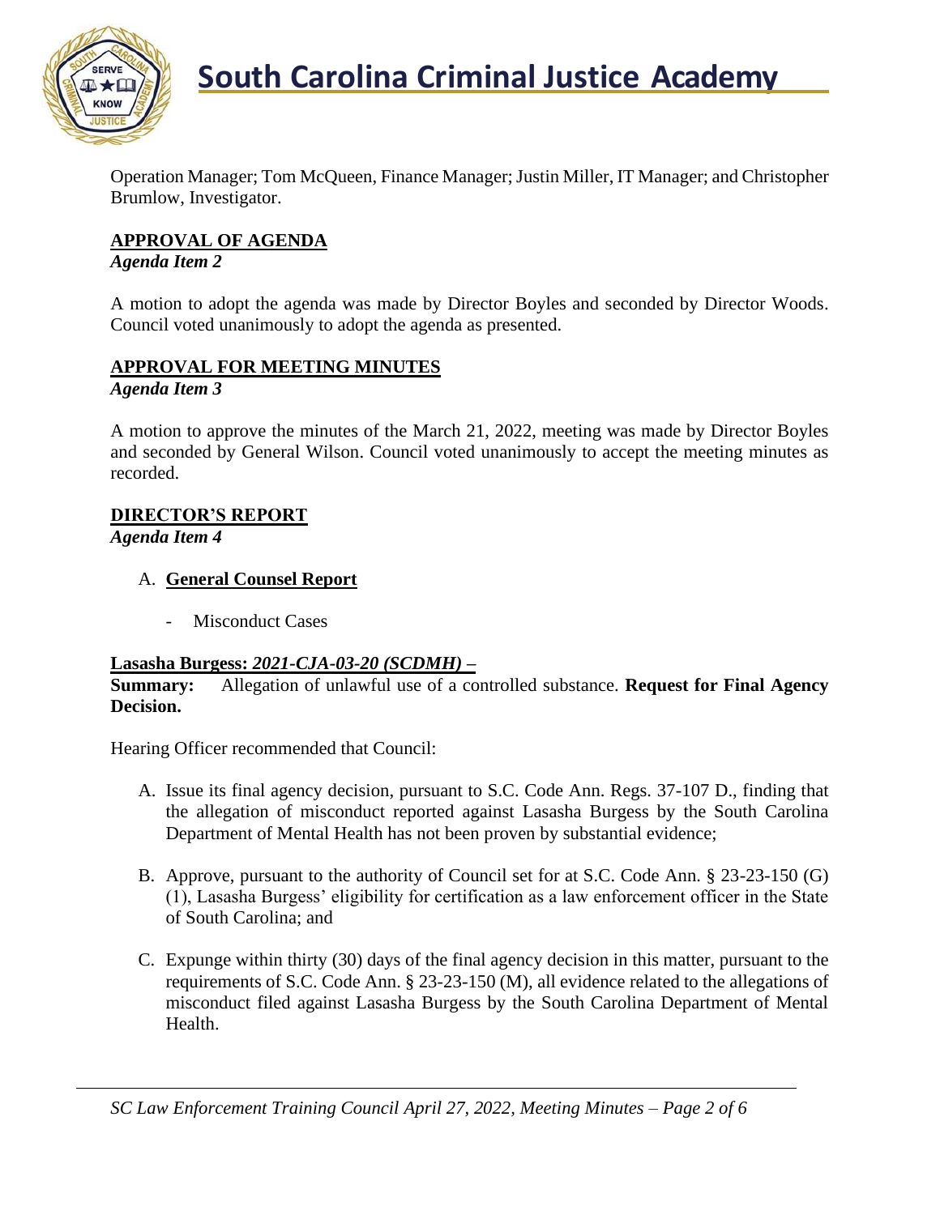Operation Manager; Tom McQueen, Finance Manager; Justin Miller, IT Manager; and Christopher Brumlow, Investigator.

## APPROVAL OF AGENDA

*Agenda Item 2*

A motion to adopt the agenda was made by Director Boyles and seconded by Director Woods. Council voted unanimously to adopt the agenda as presented.

## APPROVAL FOR MEETING MINUTES

*Agenda Item 3*

A motion to approve the minutes of the March 21, 2022, meeting was made by Director Boyles and seconded by General Wilson. Council voted unanimously to accept the meeting minutes as recorded.

## DIRECTOR'S REPORT

*Agenda Item 4*

A. **General Counsel Report**

   - Misconduct Cases

**Lasasha Burgess: *2021-CJA-03-20 (SCDMH) –***

**Summary:** Allegation of unlawful use of a controlled substance. **Request for Final Agency Decision.**

Hearing Officer recommended that Council:

A. Issue its final agency decision, pursuant to S.C. Code Ann. Regs. 37-107 D., finding that the allegation of misconduct reported against Lasasha Burgess by the South Carolina Department of Mental Health has not been proven by substantial evidence;

B. Approve, pursuant to the authority of Council set for at S.C. Code Ann. § 23-23-150 (G) (1), Lasasha Burgess' eligibility for certification as a law enforcement officer in the State of South Carolina; and

C. Expunge within thirty (30) days of the final agency decision in this matter, pursuant to the requirements of S.C. Code Ann. § 23-23-150 (M), all evidence related to the allegations of misconduct filed against Lasasha Burgess by the South Carolina Department of Mental Health.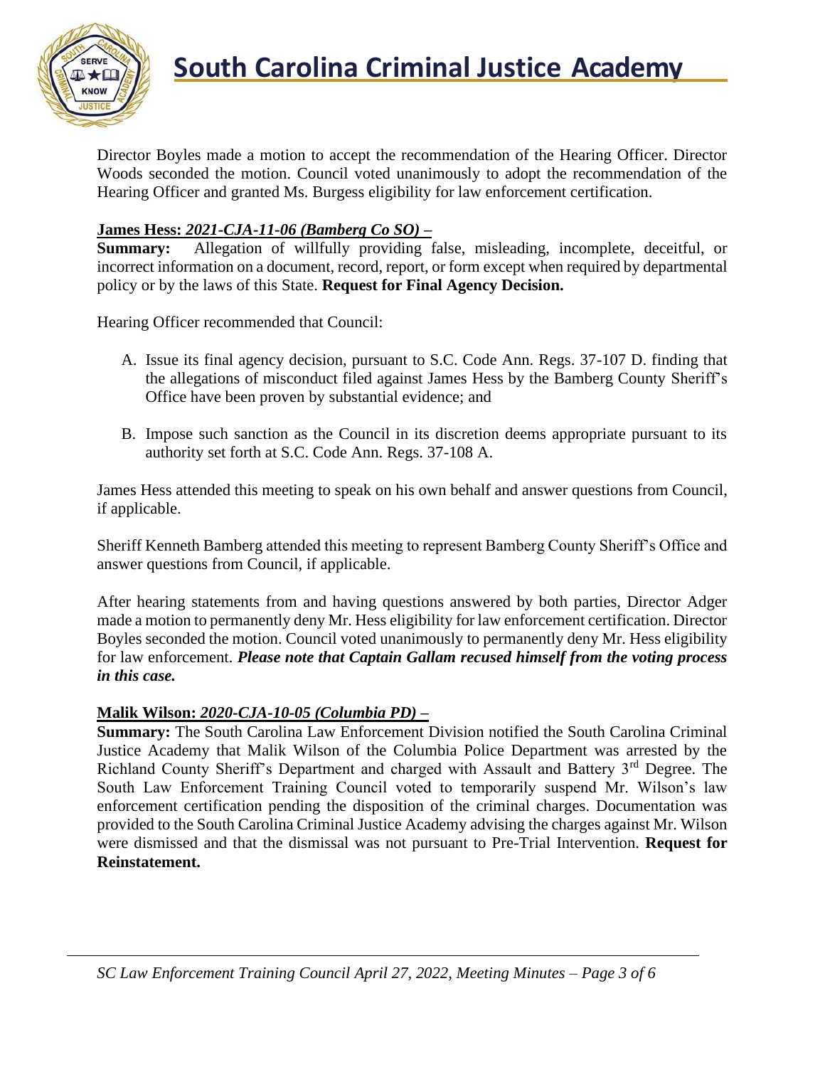Director Boyles made a motion to accept the recommendation of the Hearing Officer. Director Woods seconded the motion. Council voted unanimously to adopt the recommendation of the Hearing Officer and granted Ms. Burgess eligibility for law enforcement certification.

**James Hess: *2021-CJA-11-06 (Bamberg Co SO)* –**

**Summary:** Allegation of willfully providing false, misleading, incomplete, deceitful, or incorrect information on a document, record, report, or form except when required by departmental policy or by the laws of this State. **Request for Final Agency Decision.**

Hearing Officer recommended that Council:

A. Issue its final agency decision, pursuant to S.C. Code Ann. Regs. 37-107 D. finding that the allegations of misconduct filed against James Hess by the Bamberg County Sheriff's Office have been proven by substantial evidence; and

B. Impose such sanction as the Council in its discretion deems appropriate pursuant to its authority set forth at S.C. Code Ann. Regs. 37-108 A.

James Hess attended this meeting to speak on his own behalf and answer questions from Council, if applicable.

Sheriff Kenneth Bamberg attended this meeting to represent Bamberg County Sheriff's Office and answer questions from Council, if applicable.

After hearing statements from and having questions answered by both parties, Director Adger made a motion to permanently deny Mr. Hess eligibility for law enforcement certification. Director Boyles seconded the motion. Council voted unanimously to permanently deny Mr. Hess eligibility for law enforcement. ***Please note that Captain Gallam recused himself from the voting process in this case.***

**Malik Wilson: *2020-CJA-10-05 (Columbia PD)* –**

**Summary:** The South Carolina Law Enforcement Division notified the South Carolina Criminal Justice Academy that Malik Wilson of the Columbia Police Department was arrested by the Richland County Sheriff's Department and charged with Assault and Battery 3rd Degree. The South Law Enforcement Training Council voted to temporarily suspend Mr. Wilson's law enforcement certification pending the disposition of the criminal charges. Documentation was provided to the South Carolina Criminal Justice Academy advising the charges against Mr. Wilson were dismissed and that the dismissal was not pursuant to Pre-Trial Intervention. **Request for Reinstatement.**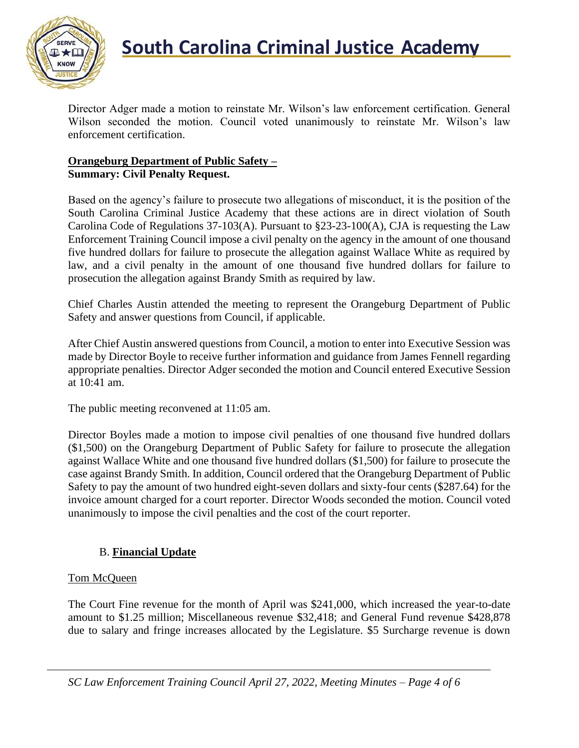Director Adger made a motion to reinstate Mr. Wilson's law enforcement certification. General Wilson seconded the motion. Council voted unanimously to reinstate Mr. Wilson's law enforcement certification.

**Orangeburg Department of Public Safety –**
**Summary: Civil Penalty Request.**

Based on the agency's failure to prosecute two allegations of misconduct, it is the position of the South Carolina Criminal Justice Academy that these actions are in direct violation of South Carolina Code of Regulations 37-103(A). Pursuant to §23-23-100(A), CJA is requesting the Law Enforcement Training Council impose a civil penalty on the agency in the amount of one thousand five hundred dollars for failure to prosecute the allegation against Wallace White as required by law, and a civil penalty in the amount of one thousand five hundred dollars for failure to prosecution the allegation against Brandy Smith as required by law.

Chief Charles Austin attended the meeting to represent the Orangeburg Department of Public Safety and answer questions from Council, if applicable.

After Chief Austin answered questions from Council, a motion to enter into Executive Session was made by Director Boyle to receive further information and guidance from James Fennell regarding appropriate penalties. Director Adger seconded the motion and Council entered Executive Session at 10:41 am.

The public meeting reconvened at 11:05 am.

Director Boyles made a motion to impose civil penalties of one thousand five hundred dollars ($1,500) on the Orangeburg Department of Public Safety for failure to prosecute the allegation against Wallace White and one thousand five hundred dollars ($1,500) for failure to prosecute the case against Brandy Smith. In addition, Council ordered that the Orangeburg Department of Public Safety to pay the amount of two hundred eight-seven dollars and sixty-four cents ($287.64) for the invoice amount charged for a court reporter. Director Woods seconded the motion. Council voted unanimously to impose the civil penalties and the cost of the court reporter.

## B. **Financial Update**

Tom McQueen

The Court Fine revenue for the month of April was $241,000, which increased the year-to-date amount to $1.25 million; Miscellaneous revenue $32,418; and General Fund revenue $428,878 due to salary and fringe increases allocated by the Legislature. $5 Surcharge revenue is down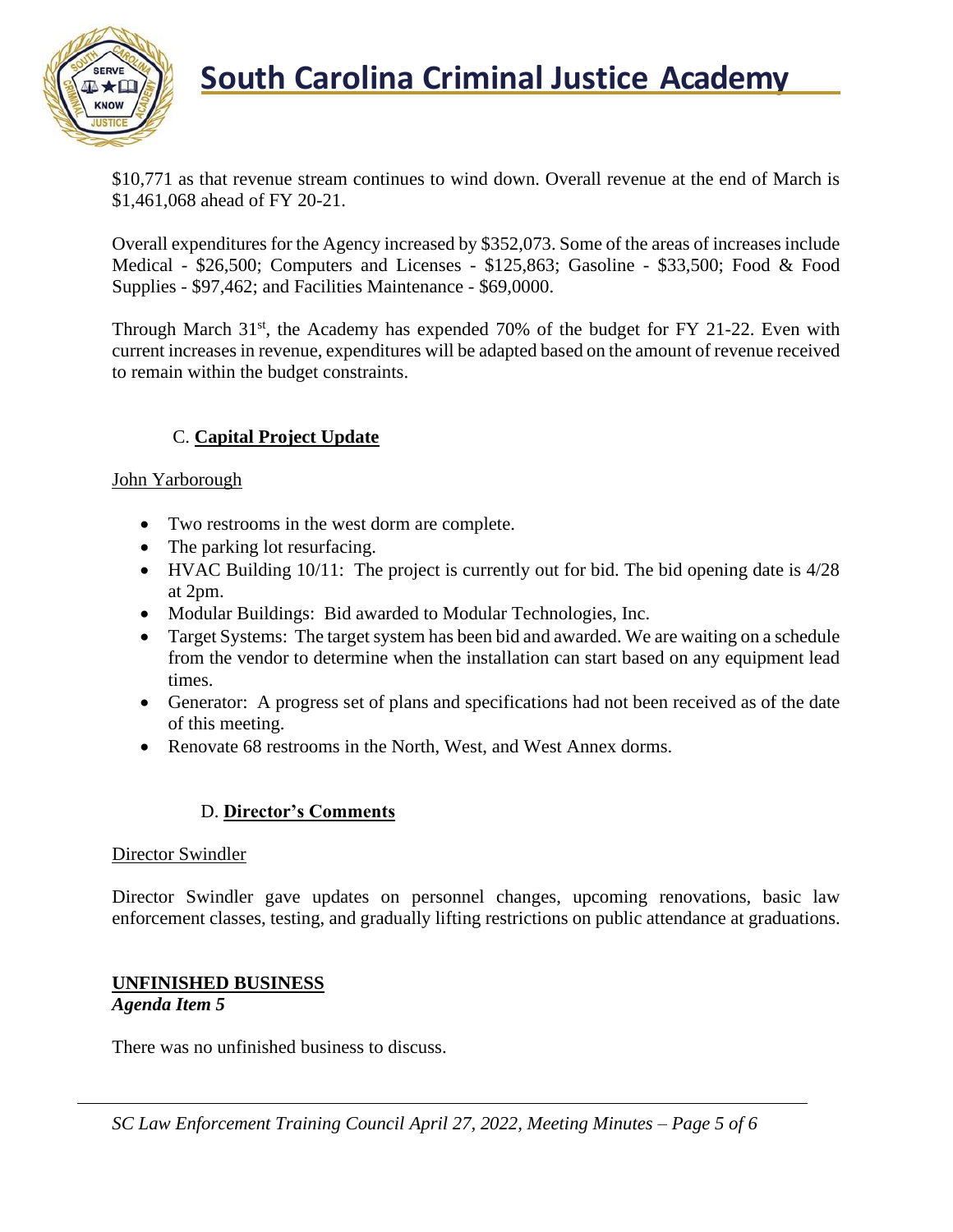$10,771 as that revenue stream continues to wind down. Overall revenue at the end of March is $1,461,068 ahead of FY 20-21.

Overall expenditures for the Agency increased by $352,073. Some of the areas of increases include Medical - $26,500; Computers and Licenses - $125,863; Gasoline - $33,500; Food & Food Supplies - $97,462; and Facilities Maintenance - $69,0000.

Through March 31st, the Academy has expended 70% of the budget for FY 21-22. Even with current increases in revenue, expenditures will be adapted based on the amount of revenue received to remain within the budget constraints.

### C. **Capital Project Update**

John Yarborough

- Two restrooms in the west dorm are complete.
- The parking lot resurfacing.
- HVAC Building 10/11: The project is currently out for bid. The bid opening date is 4/28 at 2pm.
- Modular Buildings: Bid awarded to Modular Technologies, Inc.
- Target Systems: The target system has been bid and awarded. We are waiting on a schedule from the vendor to determine when the installation can start based on any equipment lead times.
- Generator: A progress set of plans and specifications had not been received as of the date of this meeting.
- Renovate 68 restrooms in the North, West, and West Annex dorms.

### D. **Director's Comments**

Director Swindler

Director Swindler gave updates on personnel changes, upcoming renovations, basic law enforcement classes, testing, and gradually lifting restrictions on public attendance at graduations.

## **UNFINISHED BUSINESS**

***Agenda Item 5***

There was no unfinished business to discuss.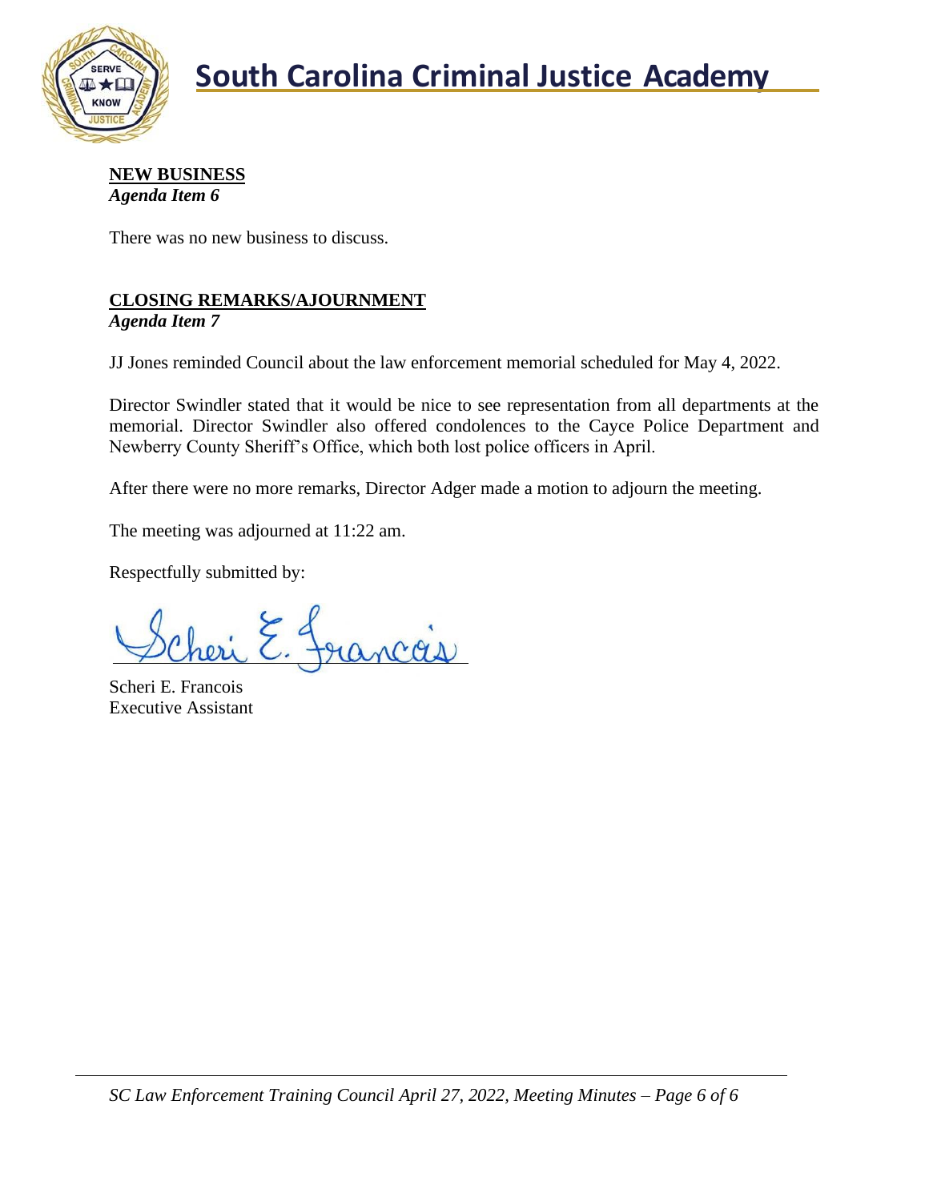**NEW BUSINESS**
*Agenda Item 6*

There was no new business to discuss.

**CLOSING REMARKS/AJOURNMENT**
*Agenda Item 7*

JJ Jones reminded Council about the law enforcement memorial scheduled for May 4, 2022.

Director Swindler stated that it would be nice to see representation from all departments at the memorial. Director Swindler also offered condolences to the Cayce Police Department and Newberry County Sheriff's Office, which both lost police officers in April.

After there were no more remarks, Director Adger made a motion to adjourn the meeting.

The meeting was adjourned at 11:22 am.

Respectfully submitted by:

Scheri E. Francois
Executive Assistant